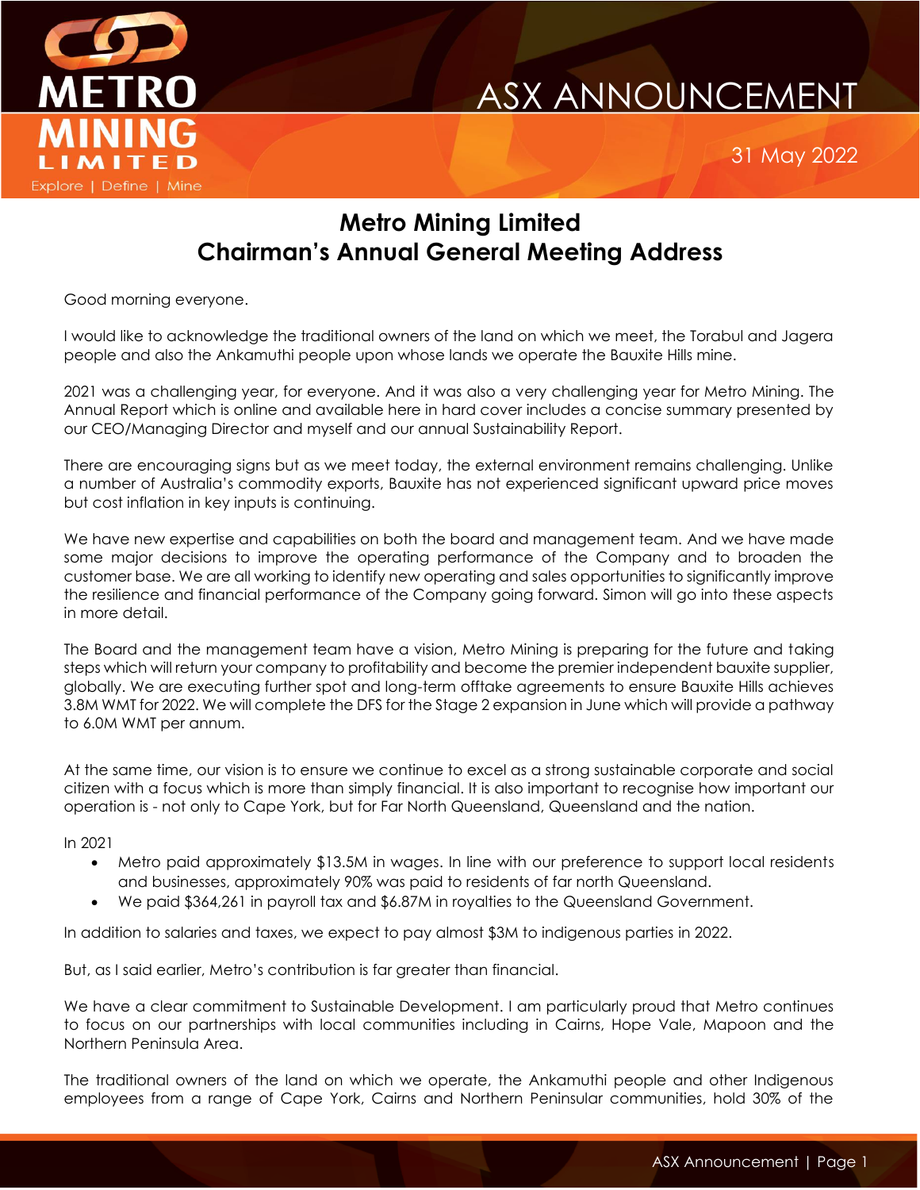ASX ANNOUNCEMENT

31 May 2022

# Metro Mining Limited
# Chairman's Annual General Meeting Address

Good morning everyone.

I would like to acknowledge the traditional owners of the land on which we meet, the Torabul and Jagera people and also the Ankamuthi people upon whose lands we operate the Bauxite Hills mine.

2021 was a challenging year, for everyone. And it was also a very challenging year for Metro Mining. The Annual Report which is online and available here in hard cover includes a concise summary presented by our CEO/Managing Director and myself and our annual Sustainability Report.

There are encouraging signs but as we meet today, the external environment remains challenging. Unlike a number of Australia's commodity exports, Bauxite has not experienced significant upward price moves but cost inflation in key inputs is continuing.

We have new expertise and capabilities on both the board and management team. And we have made some major decisions to improve the operating performance of the Company and to broaden the customer base. We are all working to identify new operating and sales opportunities to significantly improve the resilience and financial performance of the Company going forward. Simon will go into these aspects in more detail.

The Board and the management team have a vision, Metro Mining is preparing for the future and taking steps which will return your company to profitability and become the premier independent bauxite supplier, globally. We are executing further spot and long-term offtake agreements to ensure Bauxite Hills achieves 3.8M WMT for 2022. We will complete the DFS for the Stage 2 expansion in June which will provide a pathway to 6.0M WMT per annum.

At the same time, our vision is to ensure we continue to excel as a strong sustainable corporate and social citizen with a focus which is more than simply financial. It is also important to recognise how important our operation is - not only to Cape York, but for Far North Queensland, Queensland and the nation.

In 2021

- Metro paid approximately $13.5M in wages. In line with our preference to support local residents and businesses, approximately 90% was paid to residents of far north Queensland.
- We paid $364,261 in payroll tax and $6.87M in royalties to the Queensland Government.

In addition to salaries and taxes, we expect to pay almost $3M to indigenous parties in 2022.

But, as I said earlier, Metro's contribution is far greater than financial.

We have a clear commitment to Sustainable Development. I am particularly proud that Metro continues to focus on our partnerships with local communities including in Cairns, Hope Vale, Mapoon and the Northern Peninsula Area.

The traditional owners of the land on which we operate, the Ankamuthi people and other Indigenous employees from a range of Cape York, Cairns and Northern Peninsular communities, hold 30% of the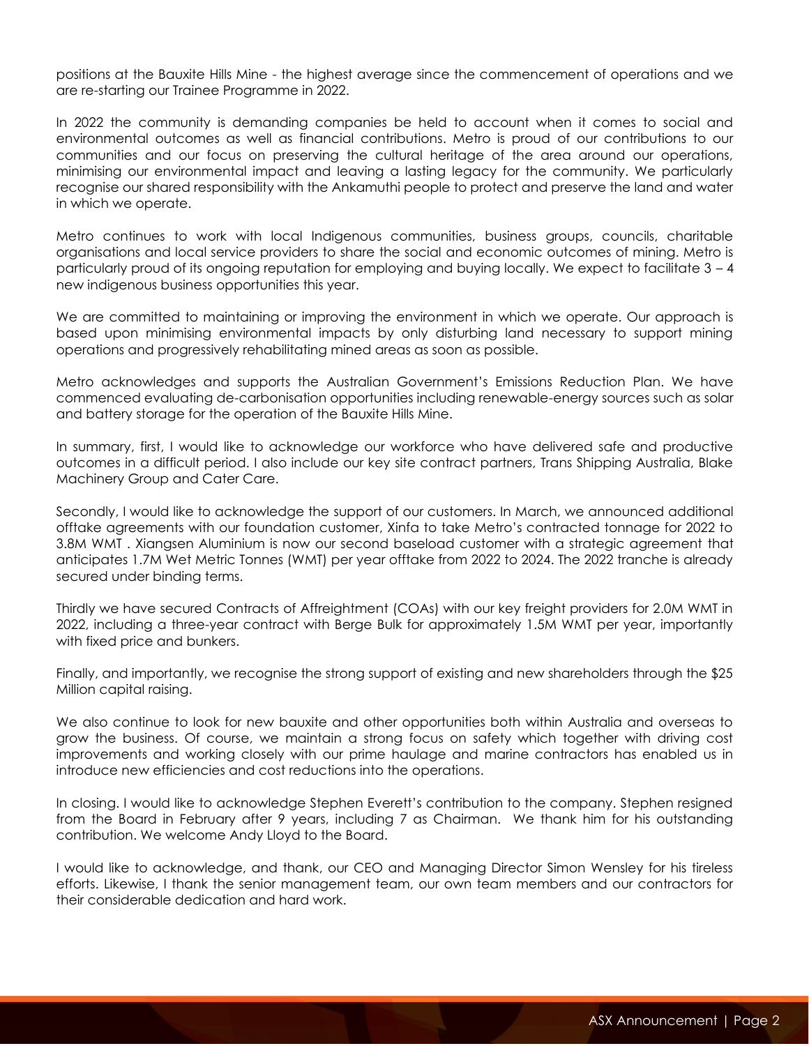positions at the Bauxite Hills Mine - the highest average since the commencement of operations and we are re-starting our Trainee Programme in 2022.

In 2022 the community is demanding companies be held to account when it comes to social and environmental outcomes as well as financial contributions. Metro is proud of our contributions to our communities and our focus on preserving the cultural heritage of the area around our operations, minimising our environmental impact and leaving a lasting legacy for the community. We particularly recognise our shared responsibility with the Ankamuthi people to protect and preserve the land and water in which we operate.

Metro continues to work with local Indigenous communities, business groups, councils, charitable organisations and local service providers to share the social and economic outcomes of mining. Metro is particularly proud of its ongoing reputation for employing and buying locally. We expect to facilitate 3 – 4 new indigenous business opportunities this year.

We are committed to maintaining or improving the environment in which we operate. Our approach is based upon minimising environmental impacts by only disturbing land necessary to support mining operations and progressively rehabilitating mined areas as soon as possible.

Metro acknowledges and supports the Australian Government's Emissions Reduction Plan. We have commenced evaluating de-carbonisation opportunities including renewable-energy sources such as solar and battery storage for the operation of the Bauxite Hills Mine.

In summary, first, I would like to acknowledge our workforce who have delivered safe and productive outcomes in a difficult period. I also include our key site contract partners, Trans Shipping Australia, Blake Machinery Group and Cater Care.

Secondly, I would like to acknowledge the support of our customers. In March, we announced additional offtake agreements with our foundation customer, Xinfa to take Metro's contracted tonnage for 2022 to 3.8M WMT . Xiangsen Aluminium is now our second baseload customer with a strategic agreement that anticipates 1.7M Wet Metric Tonnes (WMT) per year offtake from 2022 to 2024. The 2022 tranche is already secured under binding terms.

Thirdly we have secured Contracts of Affreightment (COAs) with our key freight providers for 2.0M WMT in 2022, including a three-year contract with Berge Bulk for approximately 1.5M WMT per year, importantly with fixed price and bunkers.

Finally, and importantly, we recognise the strong support of existing and new shareholders through the $25 Million capital raising.

We also continue to look for new bauxite and other opportunities both within Australia and overseas to grow the business. Of course, we maintain a strong focus on safety which together with driving cost improvements and working closely with our prime haulage and marine contractors has enabled us in introduce new efficiencies and cost reductions into the operations.

In closing. I would like to acknowledge Stephen Everett's contribution to the company. Stephen resigned from the Board in February after 9 years, including 7 as Chairman. We thank him for his outstanding contribution. We welcome Andy Lloyd to the Board.

I would like to acknowledge, and thank, our CEO and Managing Director Simon Wensley for his tireless efforts. Likewise, I thank the senior management team, our own team members and our contractors for their considerable dedication and hard work.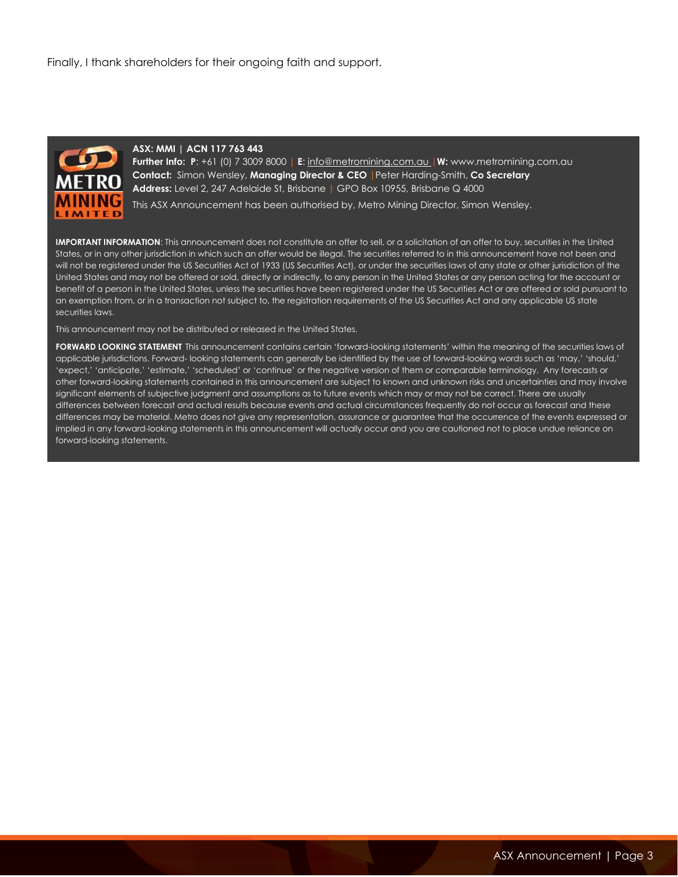Finally, I thank shareholders for their ongoing faith and support.

**ASX: MMI | ACN 117 763 443**
**Further Info: P**: +61 (0) 7 3009 8000 | **E**: info@metromining.com.au | **W:** www.metromining.com.au
**Contact:** Simon Wensley, **Managing Director & CEO** | Peter Harding-Smith, **Co Secretary**
**Address:** Level 2, 247 Adelaide St, Brisbane | GPO Box 10955, Brisbane Q 4000
This ASX Announcement has been authorised by, Metro Mining Director, Simon Wensley.

**IMPORTANT INFORMATION**: This announcement does not constitute an offer to sell, or a solicitation of an offer to buy, securities in the United States, or in any other jurisdiction in which such an offer would be illegal. The securities referred to in this announcement have not been and will not be registered under the US Securities Act of 1933 (US Securities Act), or under the securities laws of any state or other jurisdiction of the United States and may not be offered or sold, directly or indirectly, to any person in the United States or any person acting for the account or benefit of a person in the United States, unless the securities have been registered under the US Securities Act or are offered or sold pursuant to an exemption from, or in a transaction not subject to, the registration requirements of the US Securities Act and any applicable US state securities laws.

This announcement may not be distributed or released in the United States.

**FORWARD LOOKING STATEMENT** This announcement contains certain 'forward-looking statements' within the meaning of the securities laws of applicable jurisdictions. Forward- looking statements can generally be identified by the use of forward-looking words such as 'may,' 'should,' 'expect,' 'anticipate,' 'estimate,' 'scheduled' or 'continue' or the negative version of them or comparable terminology. Any forecasts or other forward-looking statements contained in this announcement are subject to known and unknown risks and uncertainties and may involve significant elements of subjective judgment and assumptions as to future events which may or may not be correct. There are usually differences between forecast and actual results because events and actual circumstances frequently do not occur as forecast and these differences may be material. Metro does not give any representation, assurance or guarantee that the occurrence of the events expressed or implied in any forward-looking statements in this announcement will actually occur and you are cautioned not to place undue reliance on forward-looking statements.